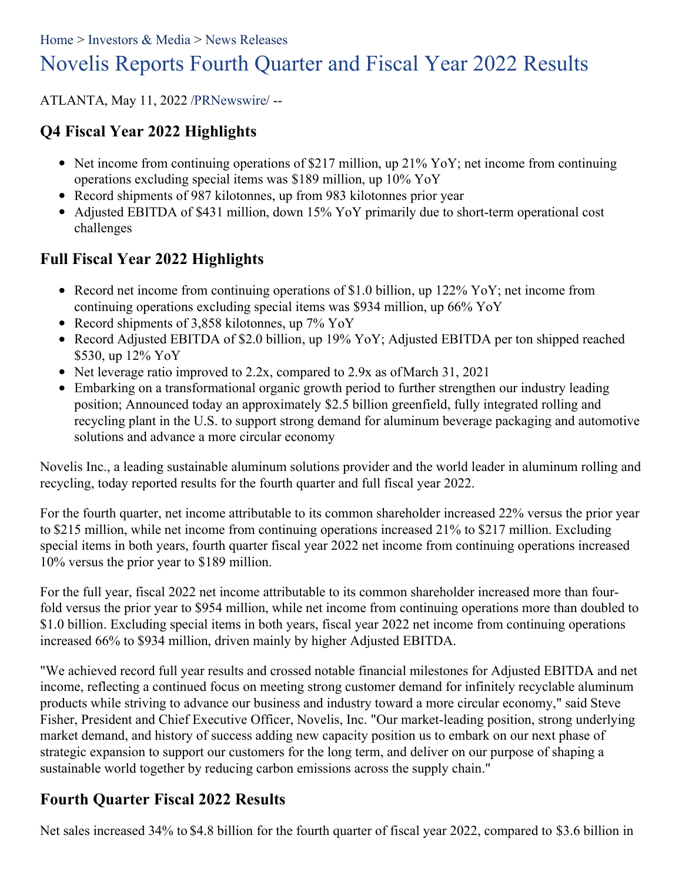Home > Investors & Media > News Releases

# Novelis Reports Fourth Quarter and Fiscal Year 2022 Results

ATLANTA, May 11, 2022 /PRNewswire/ --

## Q4 Fiscal Year 2022 Highlights

- Net income from continuing operations of $217 million, up 21% YoY; net income from continuing operations excluding special items was $189 million, up 10% YoY
- Record shipments of 987 kilotonnes, up from 983 kilotonnes prior year
- Adjusted EBITDA of $431 million, down 15% YoY primarily due to short-term operational cost challenges

## Full Fiscal Year 2022 Highlights

- Record net income from continuing operations of $1.0 billion, up 122% YoY; net income from continuing operations excluding special items was $934 million, up 66% YoY
- Record shipments of 3,858 kilotonnes, up 7% YoY
- Record Adjusted EBITDA of $2.0 billion, up 19% YoY; Adjusted EBITDA per ton shipped reached $530, up 12% YoY
- Net leverage ratio improved to 2.2x, compared to 2.9x as of March 31, 2021
- Embarking on a transformational organic growth period to further strengthen our industry leading position; Announced today an approximately $2.5 billion greenfield, fully integrated rolling and recycling plant in the U.S. to support strong demand for aluminum beverage packaging and automotive solutions and advance a more circular economy

Novelis Inc., a leading sustainable aluminum solutions provider and the world leader in aluminum rolling and recycling, today reported results for the fourth quarter and full fiscal year 2022.

For the fourth quarter, net income attributable to its common shareholder increased 22% versus the prior year to $215 million, while net income from continuing operations increased 21% to $217 million. Excluding special items in both years, fourth quarter fiscal year 2022 net income from continuing operations increased 10% versus the prior year to $189 million.

For the full year, fiscal 2022 net income attributable to its common shareholder increased more than four-fold versus the prior year to $954 million, while net income from continuing operations more than doubled to $1.0 billion. Excluding special items in both years, fiscal year 2022 net income from continuing operations increased 66% to $934 million, driven mainly by higher Adjusted EBITDA.

"We achieved record full year results and crossed notable financial milestones for Adjusted EBITDA and net income, reflecting a continued focus on meeting strong customer demand for infinitely recyclable aluminum products while striving to advance our business and industry toward a more circular economy," said Steve Fisher, President and Chief Executive Officer, Novelis, Inc. "Our market-leading position, strong underlying market demand, and history of success adding new capacity position us to embark on our next phase of strategic expansion to support our customers for the long term, and deliver on our purpose of shaping a sustainable world together by reducing carbon emissions across the supply chain."

## Fourth Quarter Fiscal 2022 Results

Net sales increased 34% to $4.8 billion for the fourth quarter of fiscal year 2022, compared to $3.6 billion in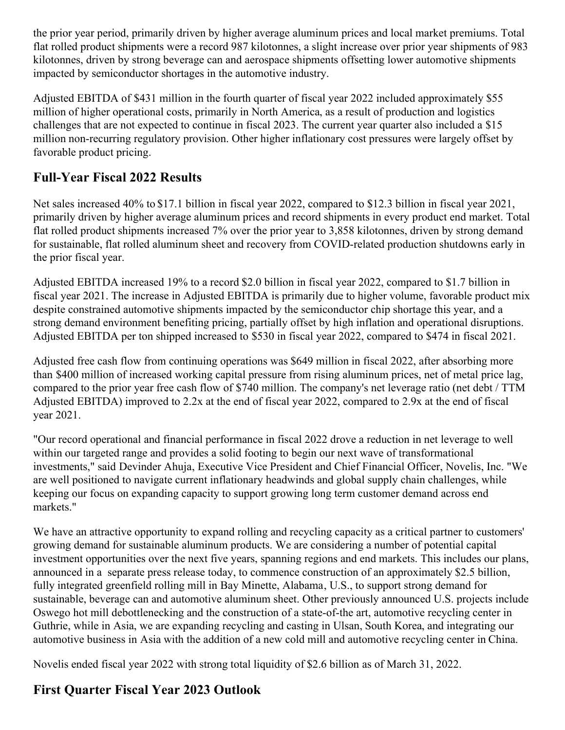the prior year period, primarily driven by higher average aluminum prices and local market premiums. Total flat rolled product shipments were a record 987 kilotonnes, a slight increase over prior year shipments of 983 kilotonnes, driven by strong beverage can and aerospace shipments offsetting lower automotive shipments impacted by semiconductor shortages in the automotive industry.

Adjusted EBITDA of $431 million in the fourth quarter of fiscal year 2022 included approximately $55 million of higher operational costs, primarily in North America, as a result of production and logistics challenges that are not expected to continue in fiscal 2023. The current year quarter also included a $15 million non-recurring regulatory provision. Other higher inflationary cost pressures were largely offset by favorable product pricing.

## Full-Year Fiscal 2022 Results

Net sales increased 40% to $17.1 billion in fiscal year 2022, compared to $12.3 billion in fiscal year 2021, primarily driven by higher average aluminum prices and record shipments in every product end market. Total flat rolled product shipments increased 7% over the prior year to 3,858 kilotonnes, driven by strong demand for sustainable, flat rolled aluminum sheet and recovery from COVID-related production shutdowns early in the prior fiscal year.

Adjusted EBITDA increased 19% to a record $2.0 billion in fiscal year 2022, compared to $1.7 billion in fiscal year 2021. The increase in Adjusted EBITDA is primarily due to higher volume, favorable product mix despite constrained automotive shipments impacted by the semiconductor chip shortage this year, and a strong demand environment benefiting pricing, partially offset by high inflation and operational disruptions. Adjusted EBITDA per ton shipped increased to $530 in fiscal year 2022, compared to $474 in fiscal 2021.

Adjusted free cash flow from continuing operations was $649 million in fiscal 2022, after absorbing more than $400 million of increased working capital pressure from rising aluminum prices, net of metal price lag, compared to the prior year free cash flow of $740 million. The company's net leverage ratio (net debt / TTM Adjusted EBITDA) improved to 2.2x at the end of fiscal year 2022, compared to 2.9x at the end of fiscal year 2021.

"Our record operational and financial performance in fiscal 2022 drove a reduction in net leverage to well within our targeted range and provides a solid footing to begin our next wave of transformational investments," said Devinder Ahuja, Executive Vice President and Chief Financial Officer, Novelis, Inc. "We are well positioned to navigate current inflationary headwinds and global supply chain challenges, while keeping our focus on expanding capacity to support growing long term customer demand across end markets."

We have an attractive opportunity to expand rolling and recycling capacity as a critical partner to customers' growing demand for sustainable aluminum products. We are considering a number of potential capital investment opportunities over the next five years, spanning regions and end markets. This includes our plans, announced in a separate press release today, to commence construction of an approximately $2.5 billion, fully integrated greenfield rolling mill in Bay Minette, Alabama, U.S., to support strong demand for sustainable, beverage can and automotive aluminum sheet. Other previously announced U.S. projects include Oswego hot mill debottlenecking and the construction of a state-of-the art, automotive recycling center in Guthrie, while in Asia, we are expanding recycling and casting in Ulsan, South Korea, and integrating our automotive business in Asia with the addition of a new cold mill and automotive recycling center in China.

Novelis ended fiscal year 2022 with strong total liquidity of $2.6 billion as of March 31, 2022.

## First Quarter Fiscal Year 2023 Outlook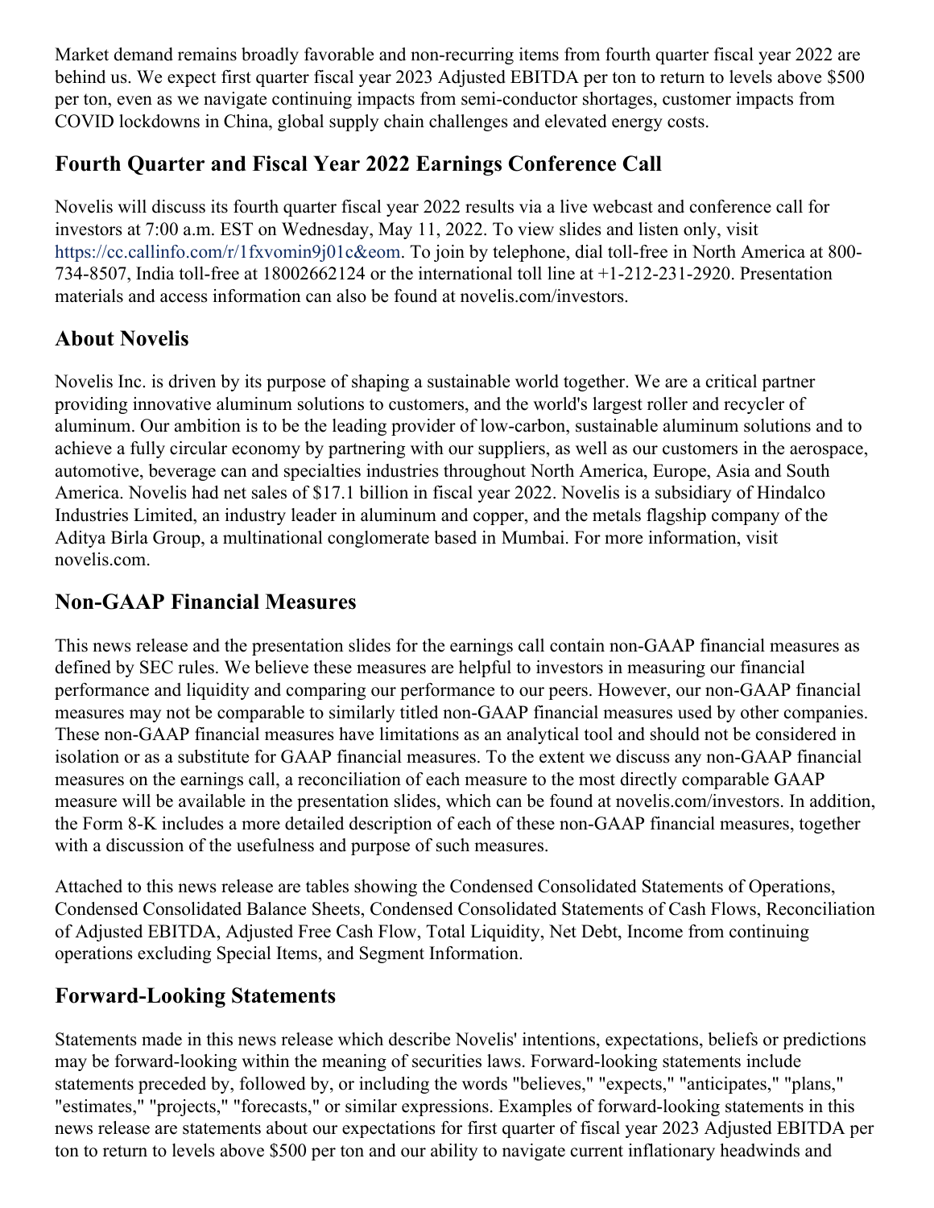Market demand remains broadly favorable and non-recurring items from fourth quarter fiscal year 2022 are behind us. We expect first quarter fiscal year 2023 Adjusted EBITDA per ton to return to levels above $500 per ton, even as we navigate continuing impacts from semi-conductor shortages, customer impacts from COVID lockdowns in China, global supply chain challenges and elevated energy costs.

## Fourth Quarter and Fiscal Year 2022 Earnings Conference Call

Novelis will discuss its fourth quarter fiscal year 2022 results via a live webcast and conference call for investors at 7:00 a.m. EST on Wednesday, May 11, 2022. To view slides and listen only, visit https://cc.callinfo.com/r/1fxvomin9j01c&eom. To join by telephone, dial toll-free in North America at 800-734-8507, India toll-free at 18002662124 or the international toll line at +1-212-231-2920. Presentation materials and access information can also be found at novelis.com/investors.

## About Novelis

Novelis Inc. is driven by its purpose of shaping a sustainable world together. We are a critical partner providing innovative aluminum solutions to customers, and the world's largest roller and recycler of aluminum. Our ambition is to be the leading provider of low-carbon, sustainable aluminum solutions and to achieve a fully circular economy by partnering with our suppliers, as well as our customers in the aerospace, automotive, beverage can and specialties industries throughout North America, Europe, Asia and South America. Novelis had net sales of $17.1 billion in fiscal year 2022. Novelis is a subsidiary of Hindalco Industries Limited, an industry leader in aluminum and copper, and the metals flagship company of the Aditya Birla Group, a multinational conglomerate based in Mumbai. For more information, visit novelis.com.

## Non-GAAP Financial Measures

This news release and the presentation slides for the earnings call contain non-GAAP financial measures as defined by SEC rules. We believe these measures are helpful to investors in measuring our financial performance and liquidity and comparing our performance to our peers. However, our non-GAAP financial measures may not be comparable to similarly titled non-GAAP financial measures used by other companies. These non-GAAP financial measures have limitations as an analytical tool and should not be considered in isolation or as a substitute for GAAP financial measures. To the extent we discuss any non-GAAP financial measures on the earnings call, a reconciliation of each measure to the most directly comparable GAAP measure will be available in the presentation slides, which can be found at novelis.com/investors. In addition, the Form 8-K includes a more detailed description of each of these non-GAAP financial measures, together with a discussion of the usefulness and purpose of such measures.

Attached to this news release are tables showing the Condensed Consolidated Statements of Operations, Condensed Consolidated Balance Sheets, Condensed Consolidated Statements of Cash Flows, Reconciliation of Adjusted EBITDA, Adjusted Free Cash Flow, Total Liquidity, Net Debt, Income from continuing operations excluding Special Items, and Segment Information.

## Forward-Looking Statements

Statements made in this news release which describe Novelis' intentions, expectations, beliefs or predictions may be forward-looking within the meaning of securities laws. Forward-looking statements include statements preceded by, followed by, or including the words "believes," "expects," "anticipates," "plans," "estimates," "projects," "forecasts," or similar expressions. Examples of forward-looking statements in this news release are statements about our expectations for first quarter of fiscal year 2023 Adjusted EBITDA per ton to return to levels above $500 per ton and our ability to navigate current inflationary headwinds and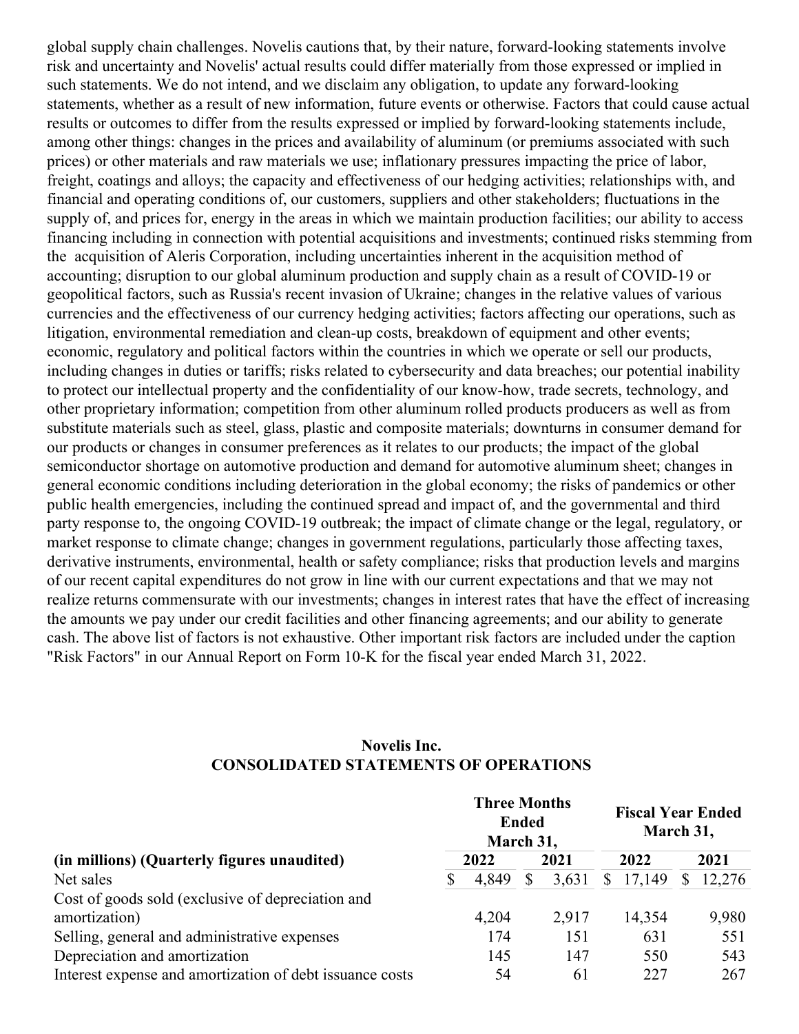global supply chain challenges. Novelis cautions that, by their nature, forward-looking statements involve risk and uncertainty and Novelis' actual results could differ materially from those expressed or implied in such statements. We do not intend, and we disclaim any obligation, to update any forward-looking statements, whether as a result of new information, future events or otherwise. Factors that could cause actual results or outcomes to differ from the results expressed or implied by forward-looking statements include, among other things: changes in the prices and availability of aluminum (or premiums associated with such prices) or other materials and raw materials we use; inflationary pressures impacting the price of labor, freight, coatings and alloys; the capacity and effectiveness of our hedging activities; relationships with, and financial and operating conditions of, our customers, suppliers and other stakeholders; fluctuations in the supply of, and prices for, energy in the areas in which we maintain production facilities; our ability to access financing including in connection with potential acquisitions and investments; continued risks stemming from the acquisition of Aleris Corporation, including uncertainties inherent in the acquisition method of accounting; disruption to our global aluminum production and supply chain as a result of COVID-19 or geopolitical factors, such as Russia's recent invasion of Ukraine; changes in the relative values of various currencies and the effectiveness of our currency hedging activities; factors affecting our operations, such as litigation, environmental remediation and clean-up costs, breakdown of equipment and other events; economic, regulatory and political factors within the countries in which we operate or sell our products, including changes in duties or tariffs; risks related to cybersecurity and data breaches; our potential inability to protect our intellectual property and the confidentiality of our know-how, trade secrets, technology, and other proprietary information; competition from other aluminum rolled products producers as well as from substitute materials such as steel, glass, plastic and composite materials; downturns in consumer demand for our products or changes in consumer preferences as it relates to our products; the impact of the global semiconductor shortage on automotive production and demand for automotive aluminum sheet; changes in general economic conditions including deterioration in the global economy; the risks of pandemics or other public health emergencies, including the continued spread and impact of, and the governmental and third party response to, the ongoing COVID-19 outbreak; the impact of climate change or the legal, regulatory, or market response to climate change; changes in government regulations, particularly those affecting taxes, derivative instruments, environmental, health or safety compliance; risks that production levels and margins of our recent capital expenditures do not grow in line with our current expectations and that we may not realize returns commensurate with our investments; changes in interest rates that have the effect of increasing the amounts we pay under our credit facilities and other financing agreements; and our ability to generate cash. The above list of factors is not exhaustive. Other important risk factors are included under the caption "Risk Factors" in our Annual Report on Form 10-K for the fiscal year ended March 31, 2022.

## Novelis Inc.
## CONSOLIDATED STATEMENTS OF OPERATIONS

| | Three Months Ended March 31, | | Fiscal Year Ended March 31, | |
|---|---|---|---|---|
| **(in millions) (Quarterly figures unaudited)** | **2022** | **2021** | **2022** | **2021** |
| Net sales | $ 4,849 | $ 3,631 | $ 17,149 | $ 12,276 |
| Cost of goods sold (exclusive of depreciation and amortization) | 4,204 | 2,917 | 14,354 | 9,980 |
| Selling, general and administrative expenses | 174 | 151 | 631 | 551 |
| Depreciation and amortization | 145 | 147 | 550 | 543 |
| Interest expense and amortization of debt issuance costs | 54 | 61 | 227 | 267 |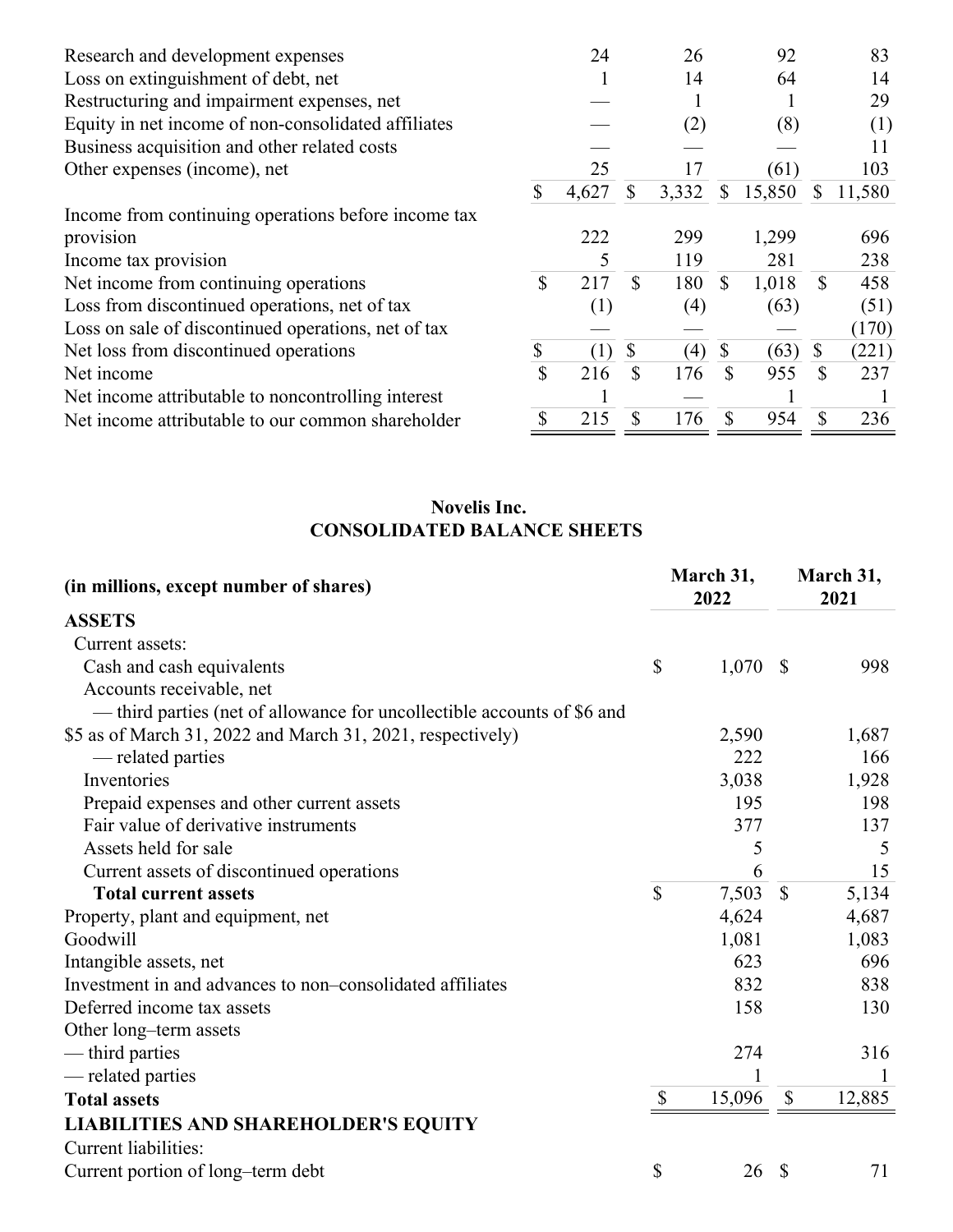| | | | | |
|---|---|---|---|---|
| Research and development expenses | 24 | 26 | 92 | 83 |
| Loss on extinguishment of debt, net | 1 | 14 | 64 | 14 |
| Restructuring and impairment expenses, net | — | 1 | 1 | 29 |
| Equity in net income of non-consolidated affiliates | — | (2) | (8) | (1) |
| Business acquisition and other related costs | — | — | — | 11 |
| Other expenses (income), net | 25 | 17 | (61) | 103 |
| | $ 4,627 | $ 3,332 | $ 15,850 | $ 11,580 |
| Income from continuing operations before income tax provision | 222 | 299 | 1,299 | 696 |
| Income tax provision | 5 | 119 | 281 | 238 |
| Net income from continuing operations | $ 217 | $ 180 | $ 1,018 | $ 458 |
| Loss from discontinued operations, net of tax | (1) | (4) | (63) | (51) |
| Loss on sale of discontinued operations, net of tax | — | — | — | (170) |
| Net loss from discontinued operations | $ (1) | $ (4) | $ (63) | $ (221) |
| Net income | $ 216 | $ 176 | $ 955 | $ 237 |
| Net income attributable to noncontrolling interest | 1 | — | 1 | 1 |
| Net income attributable to our common shareholder | $ 215 | $ 176 | $ 954 | $ 236 |

## Novelis Inc.
## CONSOLIDATED BALANCE SHEETS

| (in millions, except number of shares) | March 31, 2022 | March 31, 2021 |
|---|---|---|
| **ASSETS** | | |
| Current assets: | | |
| Cash and cash equivalents | $ 1,070 | $ 998 |
| Accounts receivable, net | | |
| — third parties (net of allowance for uncollectible accounts of $6 and $5 as of March 31, 2022 and March 31, 2021, respectively) | 2,590 | 1,687 |
| — related parties | 222 | 166 |
| Inventories | 3,038 | 1,928 |
| Prepaid expenses and other current assets | 195 | 198 |
| Fair value of derivative instruments | 377 | 137 |
| Assets held for sale | 5 | 5 |
| Current assets of discontinued operations | 6 | 15 |
| **Total current assets** | $ 7,503 | $ 5,134 |
| Property, plant and equipment, net | 4,624 | 4,687 |
| Goodwill | 1,081 | 1,083 |
| Intangible assets, net | 623 | 696 |
| Investment in and advances to non–consolidated affiliates | 832 | 838 |
| Deferred income tax assets | 158 | 130 |
| Other long–term assets | | |
| — third parties | 274 | 316 |
| — related parties | 1 | 1 |
| **Total assets** | $ 15,096 | $ 12,885 |
| **LIABILITIES AND SHAREHOLDER'S EQUITY** | | |
| Current liabilities: | | |
| Current portion of long–term debt | $ 26 | $ 71 |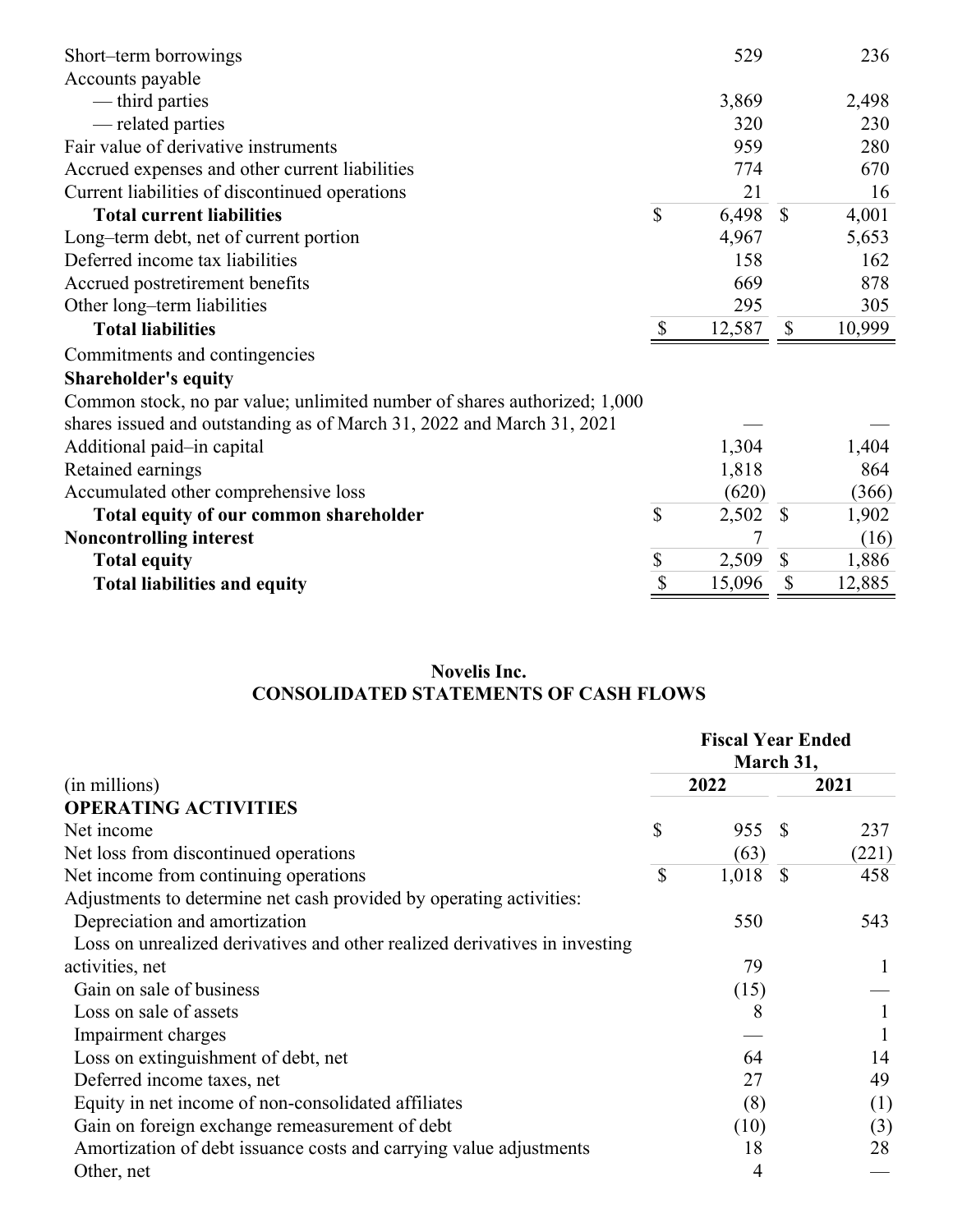| | 2022 | 2021 |
|---|---|---|
| Short–term borrowings | 529 | 236 |
| Accounts payable | | |
| — third parties | 3,869 | 2,498 |
| — related parties | 320 | 230 |
| Fair value of derivative instruments | 959 | 280 |
| Accrued expenses and other current liabilities | 774 | 670 |
| Current liabilities of discontinued operations | 21 | 16 |
| **Total current liabilities** | $ 6,498 | $ 4,001 |
| Long–term debt, net of current portion | 4,967 | 5,653 |
| Deferred income tax liabilities | 158 | 162 |
| Accrued postretirement benefits | 669 | 878 |
| Other long–term liabilities | 295 | 305 |
| **Total liabilities** | $ 12,587 | $ 10,999 |
| Commitments and contingencies | | |
| **Shareholder's equity** | | |
| Common stock, no par value; unlimited number of shares authorized; 1,000 shares issued and outstanding as of March 31, 2022 and March 31, 2021 | — | — |
| Additional paid–in capital | 1,304 | 1,404 |
| Retained earnings | 1,818 | 864 |
| Accumulated other comprehensive loss | (620) | (366) |
| **Total equity of our common shareholder** | $ 2,502 | $ 1,902 |
| **Noncontrolling interest** | 7 | (16) |
| **Total equity** | $ 2,509 | $ 1,886 |
| **Total liabilities and equity** | $ 15,096 | $ 12,885 |

**Novelis Inc.**
**CONSOLIDATED STATEMENTS OF CASH FLOWS**

| (in millions) | Fiscal Year Ended March 31, 2022 | Fiscal Year Ended March 31, 2021 |
|---|---|---|
| **OPERATING ACTIVITIES** | | |
| Net income | $ 955 | $ 237 |
| Net loss from discontinued operations | (63) | (221) |
| Net income from continuing operations | $ 1,018 | $ 458 |
| Adjustments to determine net cash provided by operating activities: | | |
| Depreciation and amortization | 550 | 543 |
| Loss on unrealized derivatives and other realized derivatives in investing activities, net | 79 | 1 |
| Gain on sale of business | (15) | — |
| Loss on sale of assets | 8 | 1 |
| Impairment charges | — | 1 |
| Loss on extinguishment of debt, net | 64 | 14 |
| Deferred income taxes, net | 27 | 49 |
| Equity in net income of non-consolidated affiliates | (8) | (1) |
| Gain on foreign exchange remeasurement of debt | (10) | (3) |
| Amortization of debt issuance costs and carrying value adjustments | 18 | 28 |
| Other, net | 4 | — |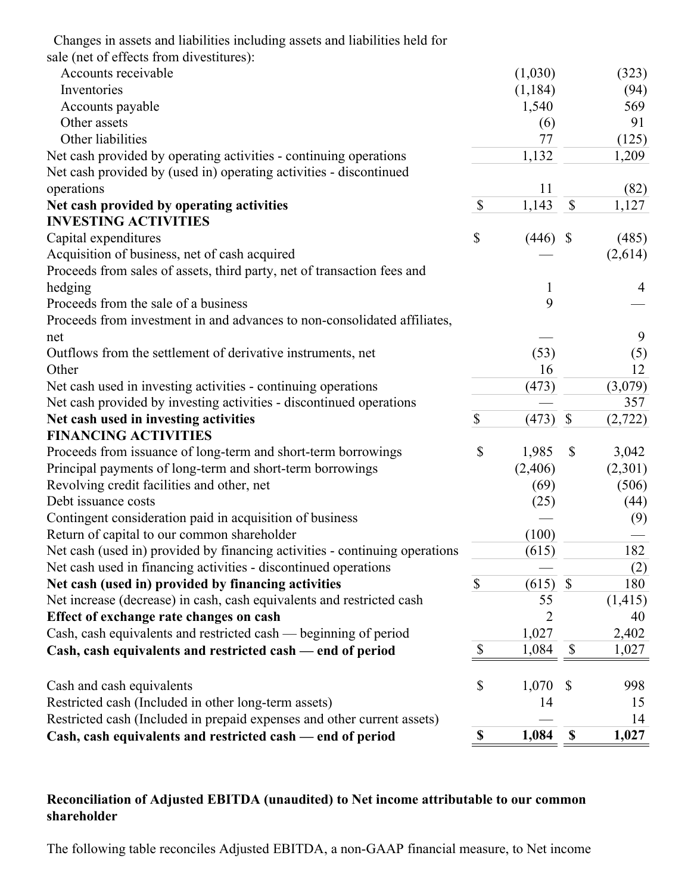| | | |
|---|---|---|
| Changes in assets and liabilities including assets and liabilities held for sale (net of effects from divestitures): | | |
| Accounts receivable | (1,030) | (323) |
| Inventories | (1,184) | (94) |
| Accounts payable | 1,540 | 569 |
| Other assets | (6) | 91 |
| Other liabilities | 77 | (125) |
| Net cash provided by operating activities - continuing operations | 1,132 | 1,209 |
| Net cash provided by (used in) operating activities - discontinued operations | 11 | (82) |
| **Net cash provided by operating activities** | $ 1,143 | $ 1,127 |
| **INVESTING ACTIVITIES** | | |
| Capital expenditures | $ (446) | $ (485) |
| Acquisition of business, net of cash acquired | — | (2,614) |
| Proceeds from sales of assets, third party, net of transaction fees and hedging | 1 | 4 |
| Proceeds from the sale of a business | 9 | — |
| Proceeds from investment in and advances to non-consolidated affiliates, net | — | 9 |
| Outflows from the settlement of derivative instruments, net | (53) | (5) |
| Other | 16 | 12 |
| Net cash used in investing activities - continuing operations | (473) | (3,079) |
| Net cash provided by investing activities - discontinued operations | — | 357 |
| **Net cash used in investing activities** | $ (473) | $ (2,722) |
| **FINANCING ACTIVITIES** | | |
| Proceeds from issuance of long-term and short-term borrowings | $ 1,985 | $ 3,042 |
| Principal payments of long-term and short-term borrowings | (2,406) | (2,301) |
| Revolving credit facilities and other, net | (69) | (506) |
| Debt issuance costs | (25) | (44) |
| Contingent consideration paid in acquisition of business | — | (9) |
| Return of capital to our common shareholder | (100) | — |
| Net cash (used in) provided by financing activities - continuing operations | (615) | 182 |
| Net cash used in financing activities - discontinued operations | — | (2) |
| **Net cash (used in) provided by financing activities** | $ (615) | $ 180 |
| Net increase (decrease) in cash, cash equivalents and restricted cash | 55 | (1,415) |
| **Effect of exchange rate changes on cash** | 2 | 40 |
| Cash, cash equivalents and restricted cash — beginning of period | 1,027 | 2,402 |
| **Cash, cash equivalents and restricted cash — end of period** | $ 1,084 | $ 1,027 |
| | | |
| Cash and cash equivalents | $ 1,070 | $ 998 |
| Restricted cash (Included in other long-term assets) | 14 | 15 |
| Restricted cash (Included in prepaid expenses and other current assets) | — | 14 |
| **Cash, cash equivalents and restricted cash — end of period** | **$ 1,084** | **$ 1,027** |

**Reconciliation of Adjusted EBITDA (unaudited) to Net income attributable to our common shareholder**

The following table reconciles Adjusted EBITDA, a non-GAAP financial measure, to Net income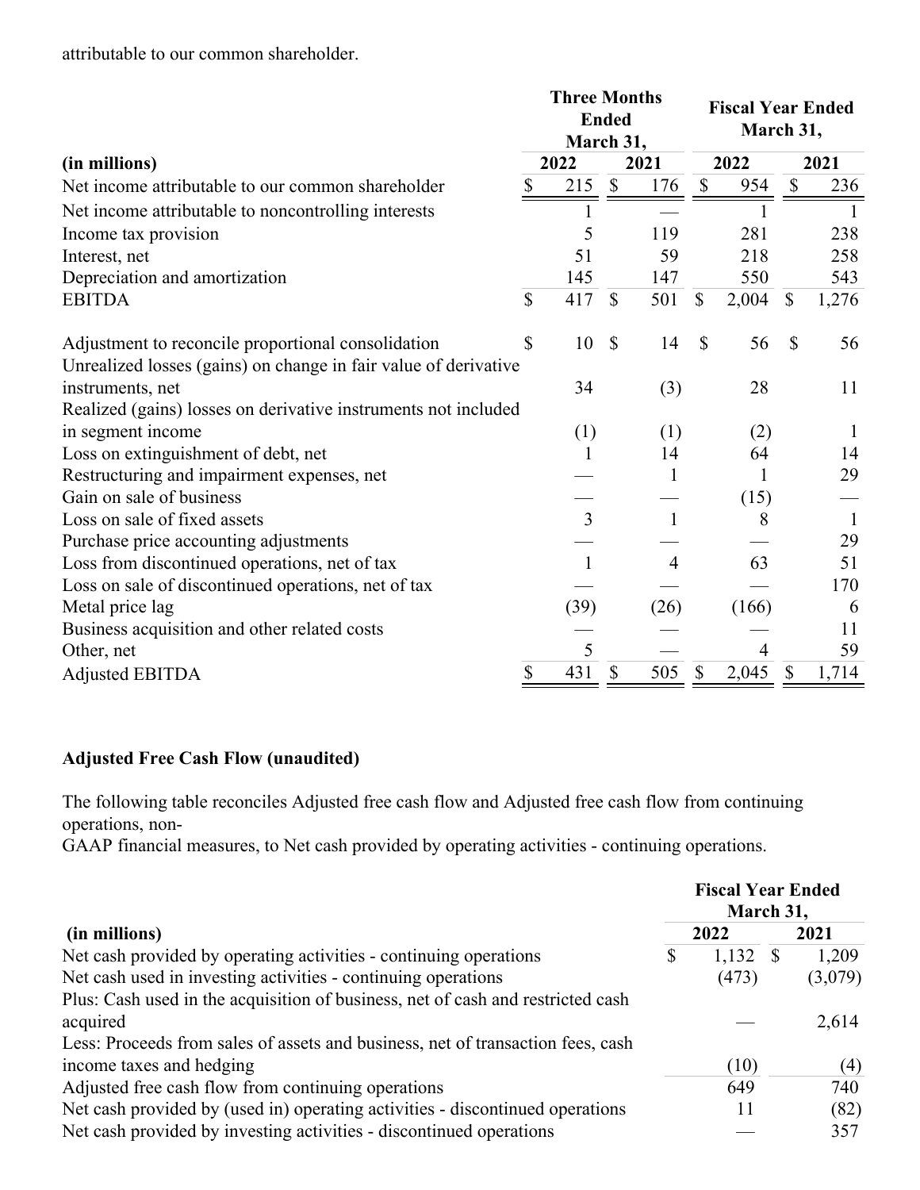attributable to our common shareholder.

| (in millions) | Three Months Ended March 31, 2022 | Three Months Ended March 31, 2021 | Fiscal Year Ended March 31, 2022 | Fiscal Year Ended March 31, 2021 |
|---|---|---|---|---|
| Net income attributable to our common shareholder | $ 215 | $ 176 | $ 954 | $ 236 |
| Net income attributable to noncontrolling interests | 1 | — | 1 | 1 |
| Income tax provision | 5 | 119 | 281 | 238 |
| Interest, net | 51 | 59 | 218 | 258 |
| Depreciation and amortization | 145 | 147 | 550 | 543 |
| EBITDA | $ 417 | $ 501 | $ 2,004 | $ 1,276 |
| | | | | |
| Adjustment to reconcile proportional consolidation | $ 10 | $ 14 | $ 56 | $ 56 |
| Unrealized losses (gains) on change in fair value of derivative instruments, net | 34 | (3) | 28 | 11 |
| Realized (gains) losses on derivative instruments not included in segment income | (1) | (1) | (2) | 1 |
| Loss on extinguishment of debt, net | 1 | 14 | 64 | 14 |
| Restructuring and impairment expenses, net | — | 1 | 1 | 29 |
| Gain on sale of business | — | — | (15) | — |
| Loss on sale of fixed assets | 3 | 1 | 8 | 1 |
| Purchase price accounting adjustments | — | — | — | 29 |
| Loss from discontinued operations, net of tax | 1 | 4 | 63 | 51 |
| Loss on sale of discontinued operations, net of tax | — | — | — | 170 |
| Metal price lag | (39) | (26) | (166) | 6 |
| Business acquisition and other related costs | — | — | — | 11 |
| Other, net | 5 | — | 4 | 59 |
| Adjusted EBITDA | $ 431 | $ 505 | $ 2,045 | $ 1,714 |

**Adjusted Free Cash Flow (unaudited)**

The following table reconciles Adjusted free cash flow and Adjusted free cash flow from continuing operations, non-
GAAP financial measures, to Net cash provided by operating activities - continuing operations.

| (in millions) | Fiscal Year Ended March 31, 2022 | Fiscal Year Ended March 31, 2021 |
|---|---|---|
| Net cash provided by operating activities - continuing operations | $ 1,132 | $ 1,209 |
| Net cash used in investing activities - continuing operations | (473) | (3,079) |
| Plus: Cash used in the acquisition of business, net of cash and restricted cash acquired | — | 2,614 |
| Less: Proceeds from sales of assets and business, net of transaction fees, cash income taxes and hedging | (10) | (4) |
| Adjusted free cash flow from continuing operations | 649 | 740 |
| Net cash provided by (used in) operating activities - discontinued operations | 11 | (82) |
| Net cash provided by investing activities - discontinued operations | — | 357 |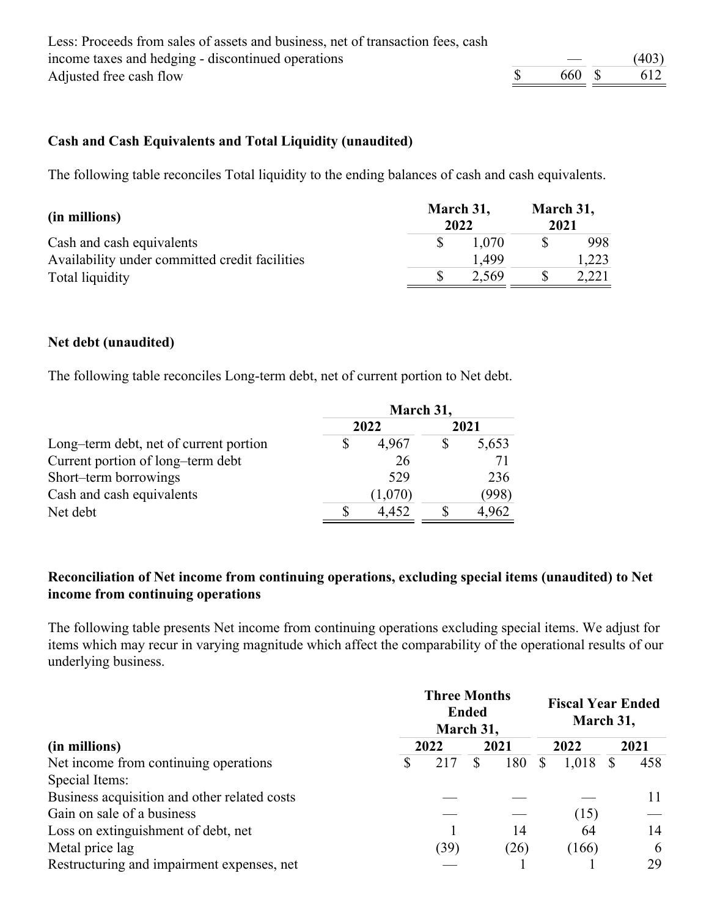| | | |
|---|---|---|
| Less: Proceeds from sales of assets and business, net of transaction fees, cash income taxes and hedging - discontinued operations | — | (403) |
| Adjusted free cash flow | $ 660 | $ 612 |

**Cash and Cash Equivalents and Total Liquidity (unaudited)**

The following table reconciles Total liquidity to the ending balances of cash and cash equivalents.

| (in millions) | March 31, 2022 | March 31, 2021 |
|---|---|---|
| Cash and cash equivalents | $ 1,070 | $ 998 |
| Availability under committed credit facilities | 1,499 | 1,223 |
| Total liquidity | $ 2,569 | $ 2,221 |

**Net debt (unaudited)**

The following table reconciles Long-term debt, net of current portion to Net debt.

| | March 31, | |
|---|---|---|
| | 2022 | 2021 |
| Long–term debt, net of current portion | $ 4,967 | $ 5,653 |
| Current portion of long–term debt | 26 | 71 |
| Short–term borrowings | 529 | 236 |
| Cash and cash equivalents | (1,070) | (998) |
| Net debt | $ 4,452 | $ 4,962 |

**Reconciliation of Net income from continuing operations, excluding special items (unaudited) to Net income from continuing operations**

The following table presents Net income from continuing operations excluding special items. We adjust for items which may recur in varying magnitude which affect the comparability of the operational results of our underlying business.

| | Three Months Ended March 31, | | Fiscal Year Ended March 31, | |
|---|---|---|---|---|
| (in millions) | 2022 | 2021 | 2022 | 2021 |
| Net income from continuing operations | $ 217 | $ 180 | $ 1,018 | $ 458 |
| Special Items: | | | | |
| Business acquisition and other related costs | — | — | — | 11 |
| Gain on sale of a business | — | — | (15) | — |
| Loss on extinguishment of debt, net | 1 | 14 | 64 | 14 |
| Metal price lag | (39) | (26) | (166) | 6 |
| Restructuring and impairment expenses, net | — | 1 | 1 | 29 |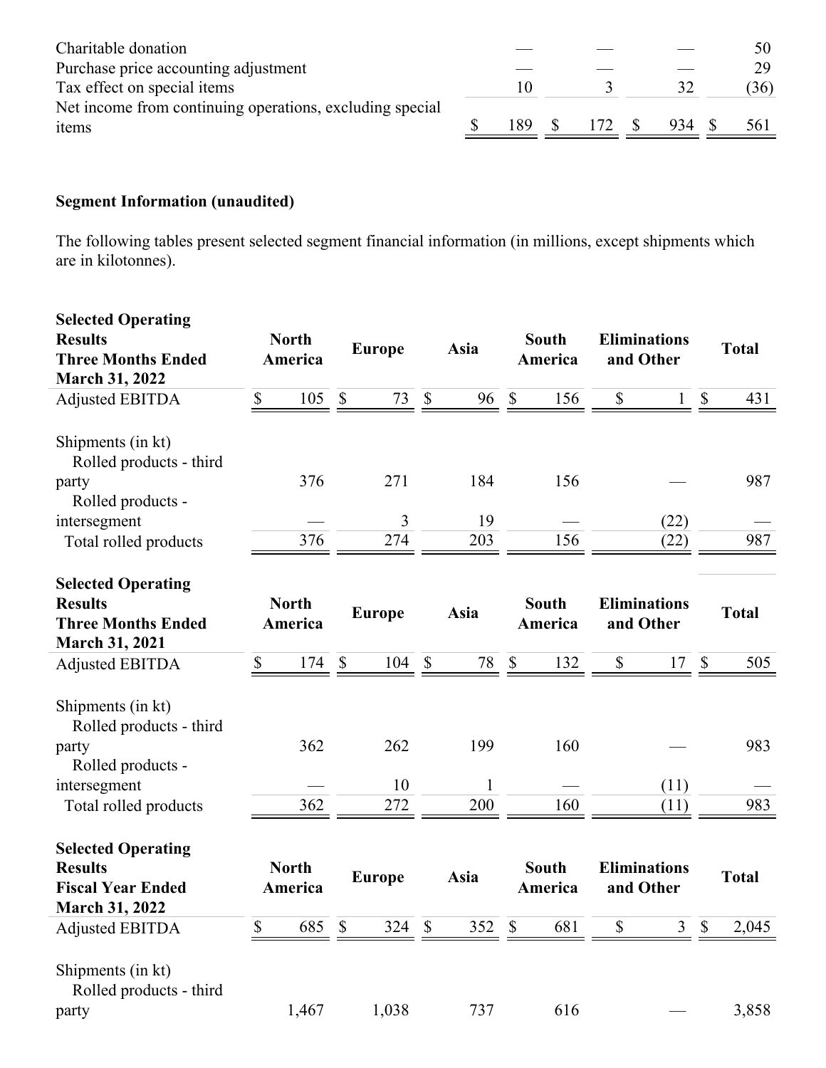| | | | | |
|---|---|---|---|---|
| Charitable donation | — | — | — | 50 |
| Purchase price accounting adjustment | — | — | — | 29 |
| Tax effect on special items | 10 | 3 | 32 | (36) |
| Net income from continuing operations, excluding special items | $ 189 | $ 172 | $ 934 | $ 561 |

**Segment Information (unaudited)**

The following tables present selected segment financial information (in millions, except shipments which are in kilotonnes).

| Selected Operating Results Three Months Ended March 31, 2022 | North America | Europe | Asia | South America | Eliminations and Other | Total |
|---|---|---|---|---|---|---|
| Adjusted EBITDA | $ 105 | $ 73 | $ 96 | $ 156 | $ 1 | $ 431 |
| Shipments (in kt) | | | | | | |
| Rolled products - third party | 376 | 271 | 184 | 156 | — | 987 |
| Rolled products - intersegment | — | 3 | 19 | — | (22) | — |
| Total rolled products | 376 | 274 | 203 | 156 | (22) | 987 |

| Selected Operating Results Three Months Ended March 31, 2021 | North America | Europe | Asia | South America | Eliminations and Other | Total |
|---|---|---|---|---|---|---|
| Adjusted EBITDA | $ 174 | $ 104 | $ 78 | $ 132 | $ 17 | $ 505 |
| Shipments (in kt) | | | | | | |
| Rolled products - third party | 362 | 262 | 199 | 160 | — | 983 |
| Rolled products - intersegment | — | 10 | 1 | — | (11) | — |
| Total rolled products | 362 | 272 | 200 | 160 | (11) | 983 |

| Selected Operating Results Fiscal Year Ended March 31, 2022 | North America | Europe | Asia | South America | Eliminations and Other | Total |
|---|---|---|---|---|---|---|
| Adjusted EBITDA | $ 685 | $ 324 | $ 352 | $ 681 | $ 3 | $ 2,045 |
| Shipments (in kt) | | | | | | |
| Rolled products - third party | 1,467 | 1,038 | 737 | 616 | — | 3,858 |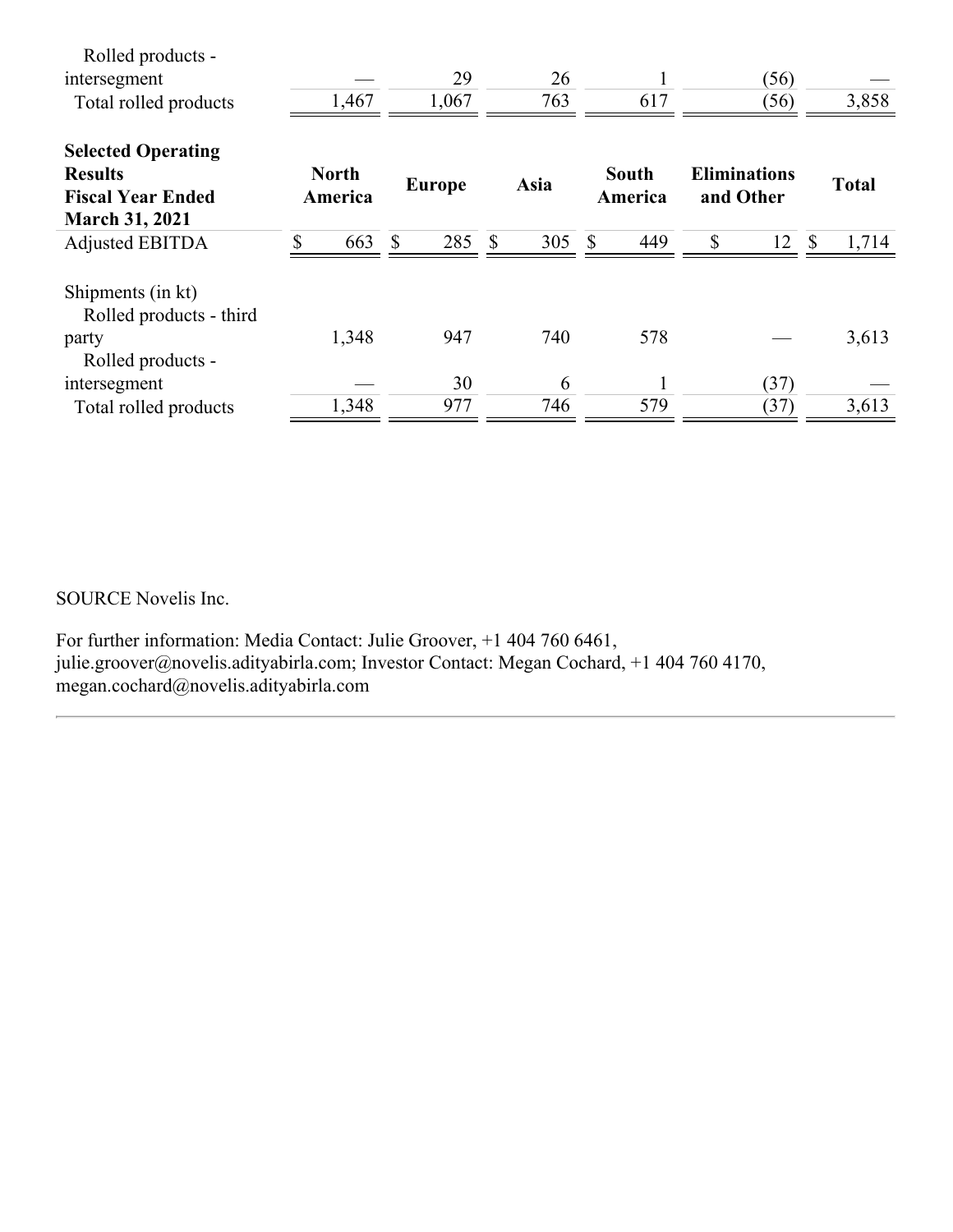| | North America | Europe | Asia | South America | Eliminations and Other | Total |
|---|---|---|---|---|---|---|
| Rolled products - intersegment | — | 29 | 26 | 1 | (56) | — |
| Total rolled products | 1,467 | 1,067 | 763 | 617 | (56) | 3,858 |

| **Selected Operating Results Fiscal Year Ended March 31, 2021** | **North America** | **Europe** | **Asia** | **South America** | **Eliminations and Other** | **Total** |
|---|---|---|---|---|---|---|
| Adjusted EBITDA | $ 663 | $ 285 | $ 305 | $ 449 | $ 12 | $ 1,714 |
| | | | | | | |
| Shipments (in kt) | | | | | | |
| Rolled products - third party | 1,348 | 947 | 740 | 578 | — | 3,613 |
| Rolled products - intersegment | — | 30 | 6 | 1 | (37) | — |
| Total rolled products | 1,348 | 977 | 746 | 579 | (37) | 3,613 |

SOURCE Novelis Inc.

For further information: Media Contact: Julie Groover, +1 404 760 6461, julie.groover@novelis.adityabirla.com; Investor Contact: Megan Cochard, +1 404 760 4170, megan.cochard@novelis.adityabirla.com